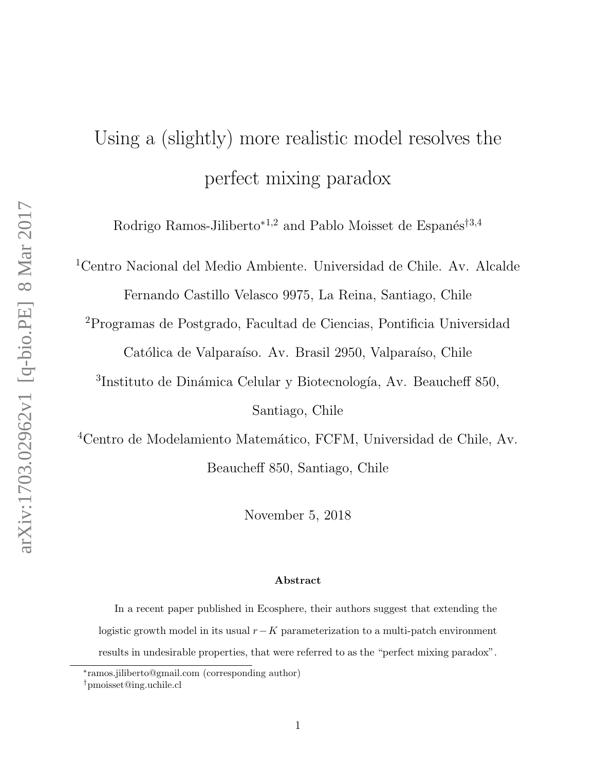# Using a (slightly) more realistic model resolves the perfect mixing paradox

Rodrigo Ramos-Jiliberto*[1,2] and Pablo Moisset de Espanés†[3,4]

[1]Centro Nacional del Medio Ambiente. Universidad de Chile. Av. Alcalde Fernando Castillo Velasco 9975, La Reina, Santiago, Chile

[2]Programas de Postgrado, Facultad de Ciencias, Pontificia Universidad Católica de Valparaíso. Av. Brasil 2950, Valparaíso, Chile

[3]Instituto de Dinámica Celular y Biotecnología, Av. Beaucheff 850, Santiago, Chile

[4]Centro de Modelamiento Matemático, FCFM, Universidad de Chile, Av. Beaucheff 850, Santiago, Chile

November 5, 2018

### Abstract

In a recent paper published in Ecosphere, their authors suggest that extending the logistic growth model in its usual $r-K$ parameterization to a multi-patch environment results in undesirable properties, that were referred to as the "perfect mixing paradox".

*ramos.jiliberto@gmail.com (corresponding author)
†pmoisset@ing.uchile.cl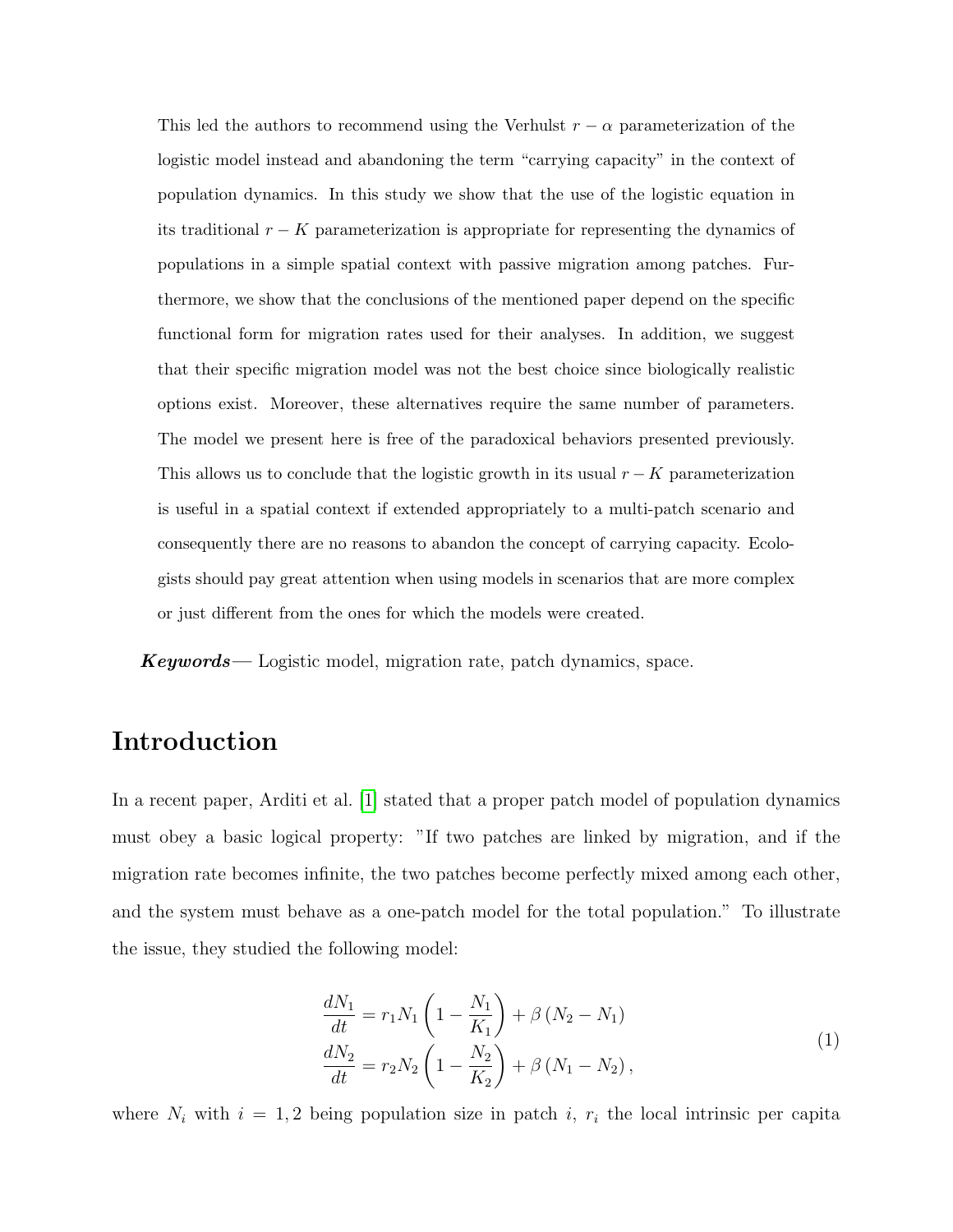This led the authors to recommend using the Verhulst $r - \alpha$ parameterization of the logistic model instead and abandoning the term "carrying capacity" in the context of population dynamics. In this study we show that the use of the logistic equation in its traditional $r - K$ parameterization is appropriate for representing the dynamics of populations in a simple spatial context with passive migration among patches. Furthermore, we show that the conclusions of the mentioned paper depend on the specific functional form for migration rates used for their analyses. In addition, we suggest that their specific migration model was not the best choice since biologically realistic options exist. Moreover, these alternatives require the same number of parameters. The model we present here is free of the paradoxical behaviors presented previously. This allows us to conclude that the logistic growth in its usual $r - K$ parameterization is useful in a spatial context if extended appropriately to a multi-patch scenario and consequently there are no reasons to abandon the concept of carrying capacity. Ecologists should pay great attention when using models in scenarios that are more complex or just different from the ones for which the models were created.

***Keywords***— Logistic model, migration rate, patch dynamics, space.

## Introduction

In a recent paper, Arditi et al. [1] stated that a proper patch model of population dynamics must obey a basic logical property: "If two patches are linked by migration, and if the migration rate becomes infinite, the two patches become perfectly mixed among each other, and the system must behave as a one-patch model for the total population." To illustrate the issue, they studied the following model:

$$
\begin{aligned}
\frac{dN_1}{dt} &= r_1 N_1 \left(1 - \frac{N_1}{K_1}\right) + \beta \left(N_2 - N_1\right) \\
\frac{dN_2}{dt} &= r_2 N_2 \left(1 - \frac{N_2}{K_2}\right) + \beta \left(N_1 - N_2\right),
\end{aligned}
\tag{1}
$$

where $N_i$ with $i = 1, 2$ being population size in patch $i$, $r_i$ the local intrinsic per capita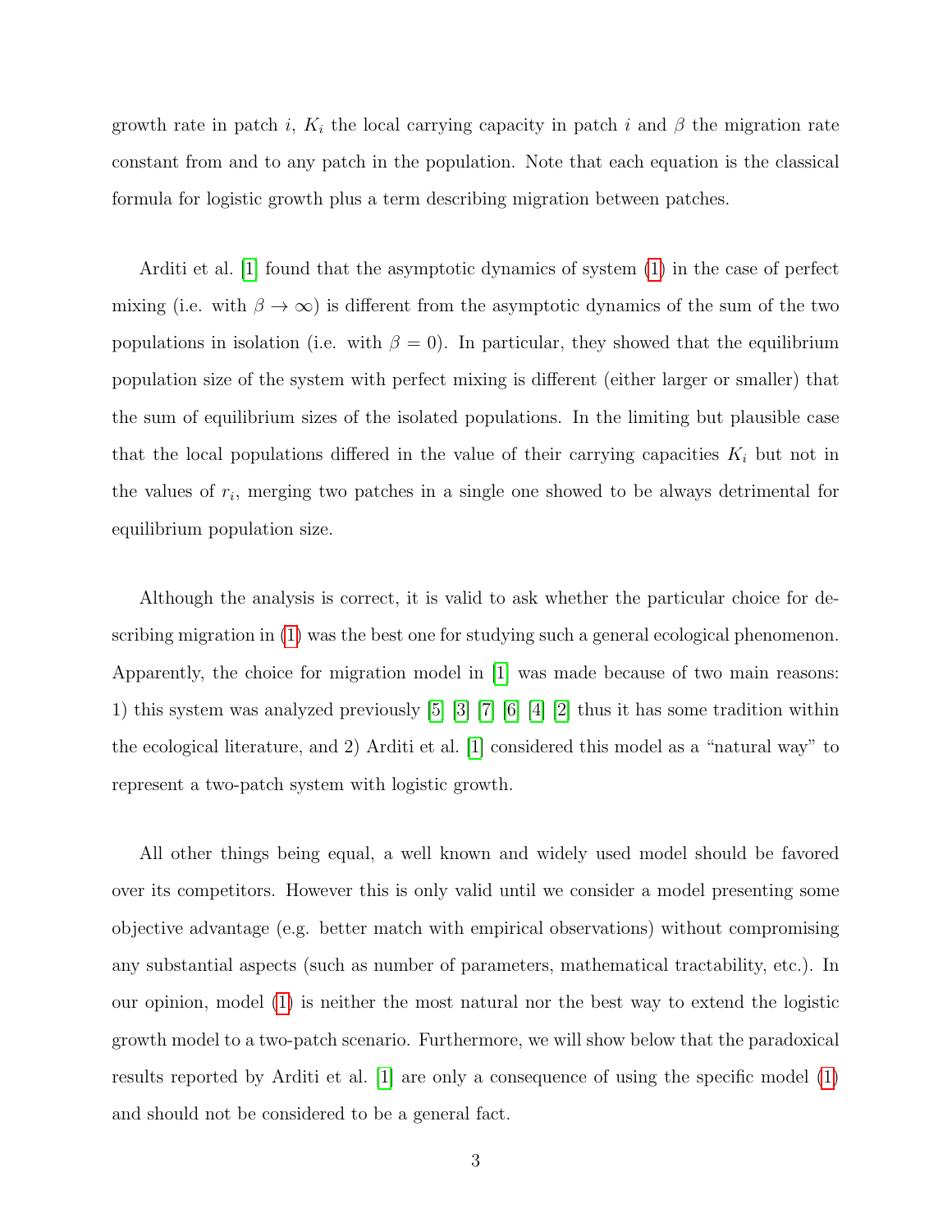growth rate in patch $i$, $K_i$ the local carrying capacity in patch $i$ and $\beta$ the migration rate constant from and to any patch in the population. Note that each equation is the classical formula for logistic growth plus a term describing migration between patches.

Arditi et al. [1] found that the asymptotic dynamics of system (1) in the case of perfect mixing (i.e. with $\beta \to \infty$) is different from the asymptotic dynamics of the sum of the two populations in isolation (i.e. with $\beta = 0$). In particular, they showed that the equilibrium population size of the system with perfect mixing is different (either larger or smaller) that the sum of equilibrium sizes of the isolated populations. In the limiting but plausible case that the local populations differed in the value of their carrying capacities $K_i$ but not in the values of $r_i$, merging two patches in a single one showed to be always detrimental for equilibrium population size.

Although the analysis is correct, it is valid to ask whether the particular choice for describing migration in (1) was the best one for studying such a general ecological phenomenon. Apparently, the choice for migration model in [1] was made because of two main reasons: 1) this system was analyzed previously [5] [3] [7] [6] [4] [2] thus it has some tradition within the ecological literature, and 2) Arditi et al. [1] considered this model as a "natural way" to represent a two-patch system with logistic growth.

All other things being equal, a well known and widely used model should be favored over its competitors. However this is only valid until we consider a model presenting some objective advantage (e.g. better match with empirical observations) without compromising any substantial aspects (such as number of parameters, mathematical tractability, etc.). In our opinion, model (1) is neither the most natural nor the best way to extend the logistic growth model to a two-patch scenario. Furthermore, we will show below that the paradoxical results reported by Arditi et al. [1] are only a consequence of using the specific model (1) and should not be considered to be a general fact.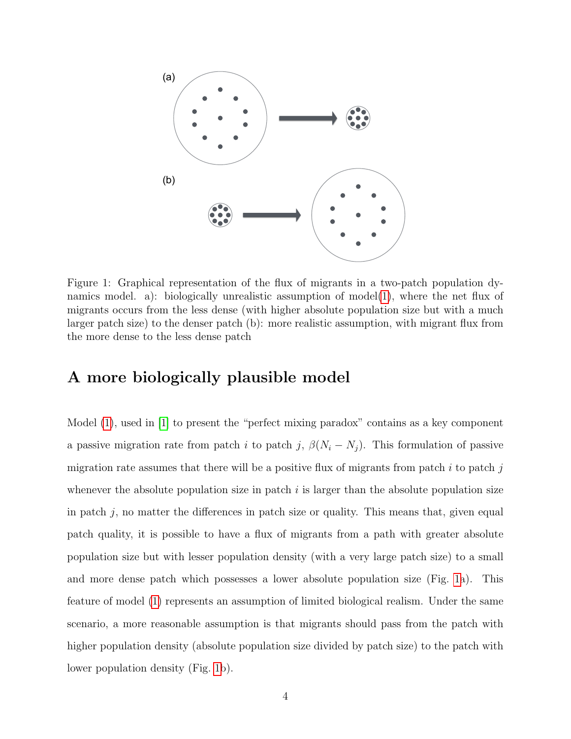Figure 1: Graphical representation of the flux of migrants in a two-patch population dynamics model. a): biologically unrealistic assumption of model(1), where the net flux of migrants occurs from the less dense (with higher absolute population size but with a much larger patch size) to the denser patch (b): more realistic assumption, with migrant flux from the more dense to the less dense patch

## A more biologically plausible model

Model (1), used in [1] to present the "perfect mixing paradox" contains as a key component a passive migration rate from patch $i$ to patch $j$, $\beta(N_i - N_j)$. This formulation of passive migration rate assumes that there will be a positive flux of migrants from patch $i$ to patch $j$ whenever the absolute population size in patch $i$ is larger than the absolute population size in patch $j$, no matter the differences in patch size or quality. This means that, given equal patch quality, it is possible to have a flux of migrants from a path with greater absolute population size but with lesser population density (with a very large patch size) to a small and more dense patch which possesses a lower absolute population size (Fig. 1a). This feature of model (1) represents an assumption of limited biological realism. Under the same scenario, a more reasonable assumption is that migrants should pass from the patch with higher population density (absolute population size divided by patch size) to the patch with lower population density (Fig. 1b).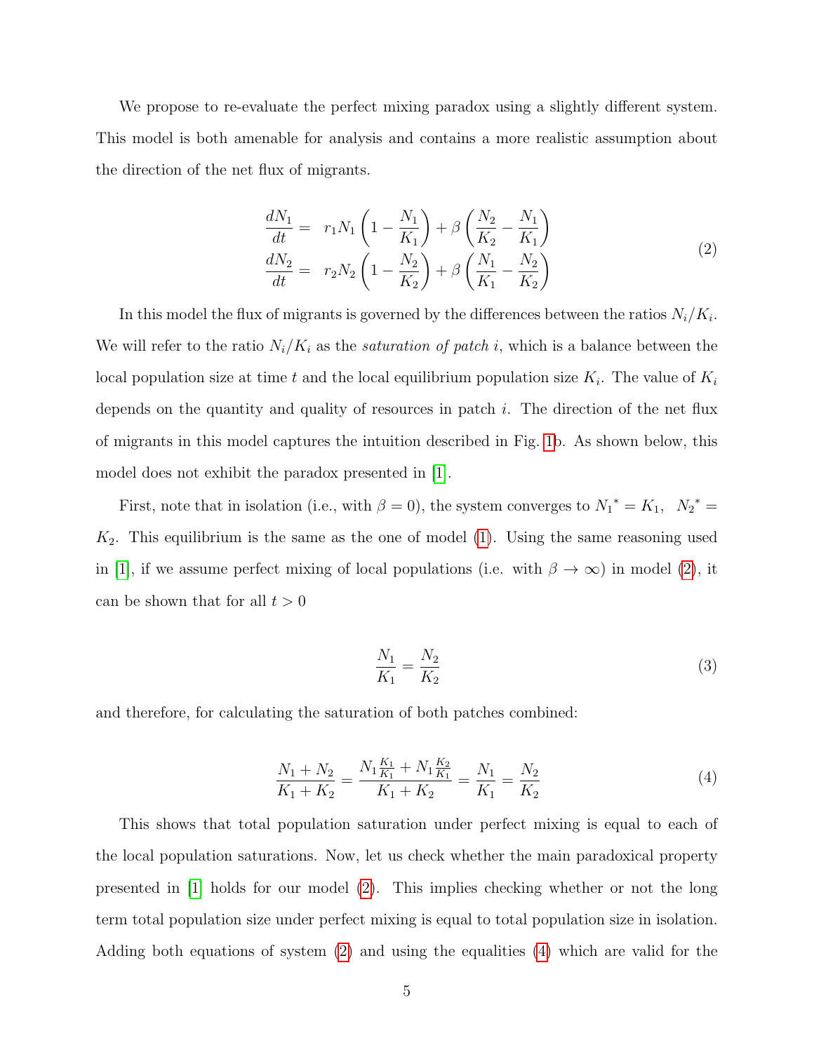We propose to re-evaluate the perfect mixing paradox using a slightly different system. This model is both amenable for analysis and contains a more realistic assumption about the direction of the net flux of migrants.

$$
\begin{aligned}
\frac{dN_1}{dt} &= r_1 N_1 \left(1 - \frac{N_1}{K_1}\right) + \beta \left(\frac{N_2}{K_2} - \frac{N_1}{K_1}\right) \\
\frac{dN_2}{dt} &= r_2 N_2 \left(1 - \frac{N_2}{K_2}\right) + \beta \left(\frac{N_1}{K_1} - \frac{N_2}{K_2}\right)
\end{aligned}
\tag{2}
$$

In this model the flux of migrants is governed by the differences between the ratios $N_i/K_i$. We will refer to the ratio $N_i/K_i$ as the *saturation of patch i*, which is a balance between the local population size at time $t$ and the local equilibrium population size $K_i$. The value of $K_i$ depends on the quantity and quality of resources in patch $i$. The direction of the net flux of migrants in this model captures the intuition described in Fig. 1b. As shown below, this model does not exhibit the paradox presented in [1].

First, note that in isolation (i.e., with $\beta = 0$), the system converges to ${N_1}^* = K_1, \;\; {N_2}^* = K_2$. This equilibrium is the same as the one of model (1). Using the same reasoning used in [1], if we assume perfect mixing of local populations (i.e. with $\beta \to \infty$) in model (2), it can be shown that for all $t > 0$

$$
\frac{N_1}{K_1} = \frac{N_2}{K_2} \tag{3}
$$

and therefore, for calculating the saturation of both patches combined:

$$
\frac{N_1 + N_2}{K_1 + K_2} = \frac{N_1 \frac{K_1}{K_1} + N_1 \frac{K_2}{K_1}}{K_1 + K_2} = \frac{N_1}{K_1} = \frac{N_2}{K_2} \tag{4}
$$

This shows that total population saturation under perfect mixing is equal to each of the local population saturations. Now, let us check whether the main paradoxical property presented in [1] holds for our model (2). This implies checking whether or not the long term total population size under perfect mixing is equal to total population size in isolation. Adding both equations of system (2) and using the equalities (4) which are valid for the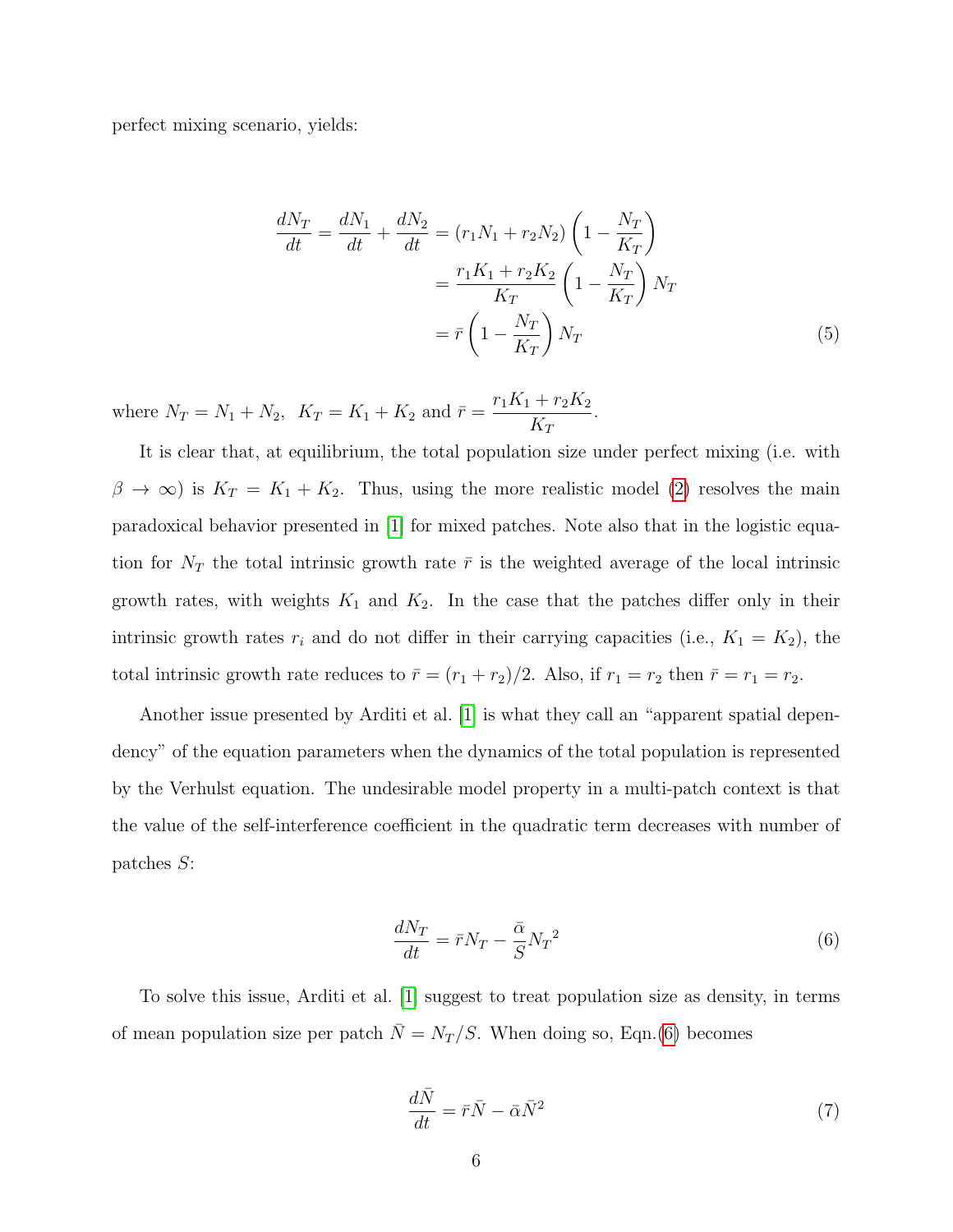perfect mixing scenario, yields:

$$
\begin{aligned}
\frac{dN_T}{dt} = \frac{dN_1}{dt} + \frac{dN_2}{dt} &= (r_1 N_1 + r_2 N_2)\left(1 - \frac{N_T}{K_T}\right) \\
&= \frac{r_1 K_1 + r_2 K_2}{K_T}\left(1 - \frac{N_T}{K_T}\right) N_T \\
&= \bar{r}\left(1 - \frac{N_T}{K_T}\right) N_T
\end{aligned}
\tag{5}
$$

where $N_T = N_1 + N_2$, $K_T = K_1 + K_2$ and $\bar{r} = \dfrac{r_1 K_1 + r_2 K_2}{K_T}$.

It is clear that, at equilibrium, the total population size under perfect mixing (i.e. with $\beta \to \infty$) is $K_T = K_1 + K_2$. Thus, using the more realistic model (2) resolves the main paradoxical behavior presented in [1] for mixed patches. Note also that in the logistic equation for $N_T$ the total intrinsic growth rate $\bar{r}$ is the weighted average of the local intrinsic growth rates, with weights $K_1$ and $K_2$. In the case that the patches differ only in their intrinsic growth rates $r_i$ and do not differ in their carrying capacities (i.e., $K_1 = K_2$), the total intrinsic growth rate reduces to $\bar{r} = (r_1 + r_2)/2$. Also, if $r_1 = r_2$ then $\bar{r} = r_1 = r_2$.

Another issue presented by Arditi et al. [1] is what they call an "apparent spatial dependency" of the equation parameters when the dynamics of the total population is represented by the Verhulst equation. The undesirable model property in a multi-patch context is that the value of the self-interference coefficient in the quadratic term decreases with number of patches $S$:

$$
\frac{dN_T}{dt} = \bar{r} N_T - \frac{\bar{\alpha}}{S} {N_T}^2 \tag{6}
$$

To solve this issue, Arditi et al. [1] suggest to treat population size as density, in terms of mean population size per patch $\bar{N} = N_T/S$. When doing so, Eqn.(6) becomes

$$
\frac{d\bar{N}}{dt} = \bar{r}\bar{N} - \bar{\alpha}\bar{N}^2 \tag{7}
$$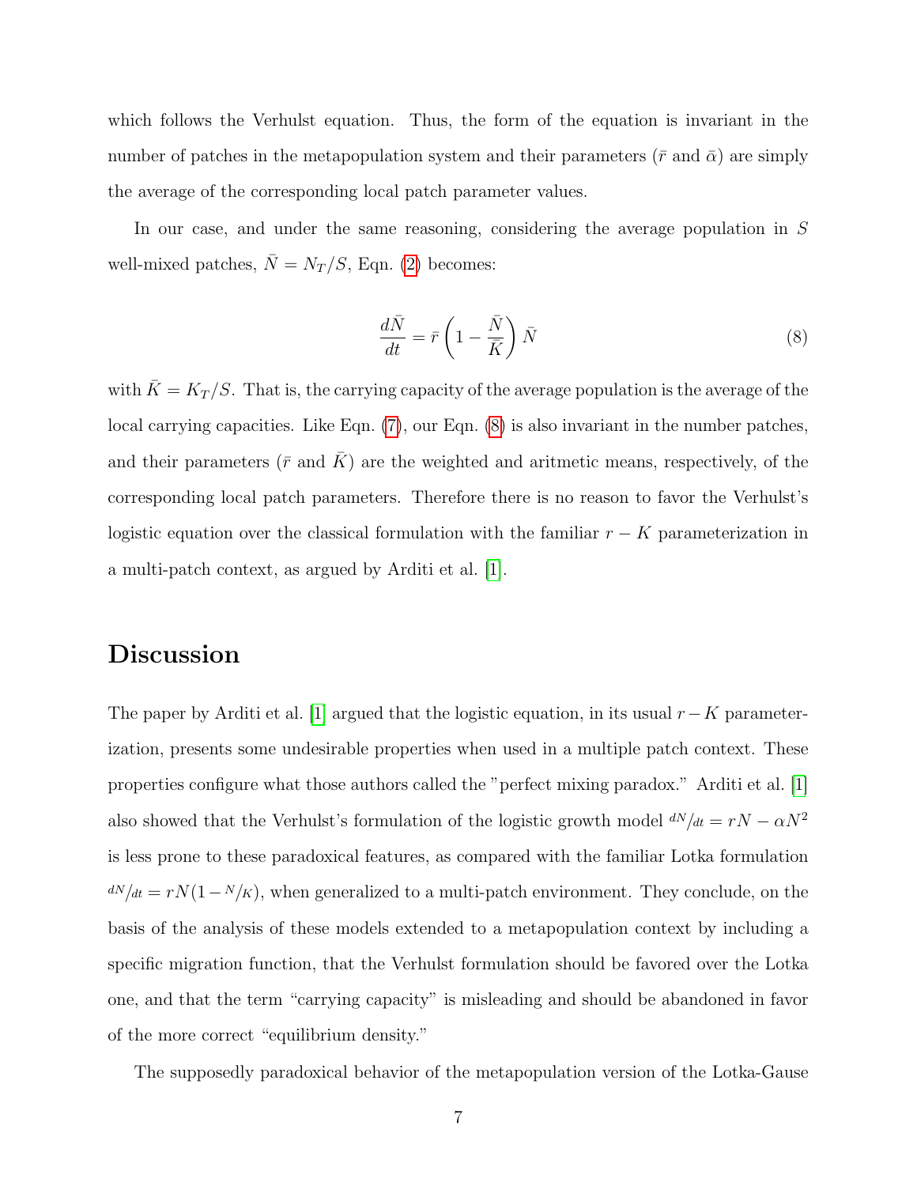which follows the Verhulst equation. Thus, the form of the equation is invariant in the number of patches in the metapopulation system and their parameters ($\bar{r}$ and $\bar{\alpha}$) are simply the average of the corresponding local patch parameter values.

In our case, and under the same reasoning, considering the average population in $S$ well-mixed patches, $\bar{N} = N_T/S$, Eqn. (2) becomes:

$$\frac{d\bar{N}}{dt} = \bar{r}\left(1 - \frac{\bar{N}}{\bar{K}}\right)\bar{N} \tag{8}$$

with $\bar{K} = K_T/S$. That is, the carrying capacity of the average population is the average of the local carrying capacities. Like Eqn. (7), our Eqn. (8) is also invariant in the number patches, and their parameters ($\bar{r}$ and $\bar{K}$) are the weighted and aritmetic means, respectively, of the corresponding local patch parameters. Therefore there is no reason to favor the Verhulst's logistic equation over the classical formulation with the familiar $r - K$ parameterization in a multi-patch context, as argued by Arditi et al. [1].

## Discussion

The paper by Arditi et al. [1] argued that the logistic equation, in its usual $r-K$ parameterization, presents some undesirable properties when used in a multiple patch context. These properties configure what those authors called the "perfect mixing paradox." Arditi et al. [1] also showed that the Verhulst's formulation of the logistic growth model $dN/dt = rN - \alpha N^2$ is less prone to these paradoxical features, as compared with the familiar Lotka formulation $dN/dt = rN(1 - N/K)$, when generalized to a multi-patch environment. They conclude, on the basis of the analysis of these models extended to a metapopulation context by including a specific migration function, that the Verhulst formulation should be favored over the Lotka one, and that the term "carrying capacity" is misleading and should be abandoned in favor of the more correct "equilibrium density."

The supposedly paradoxical behavior of the metapopulation version of the Lotka-Gause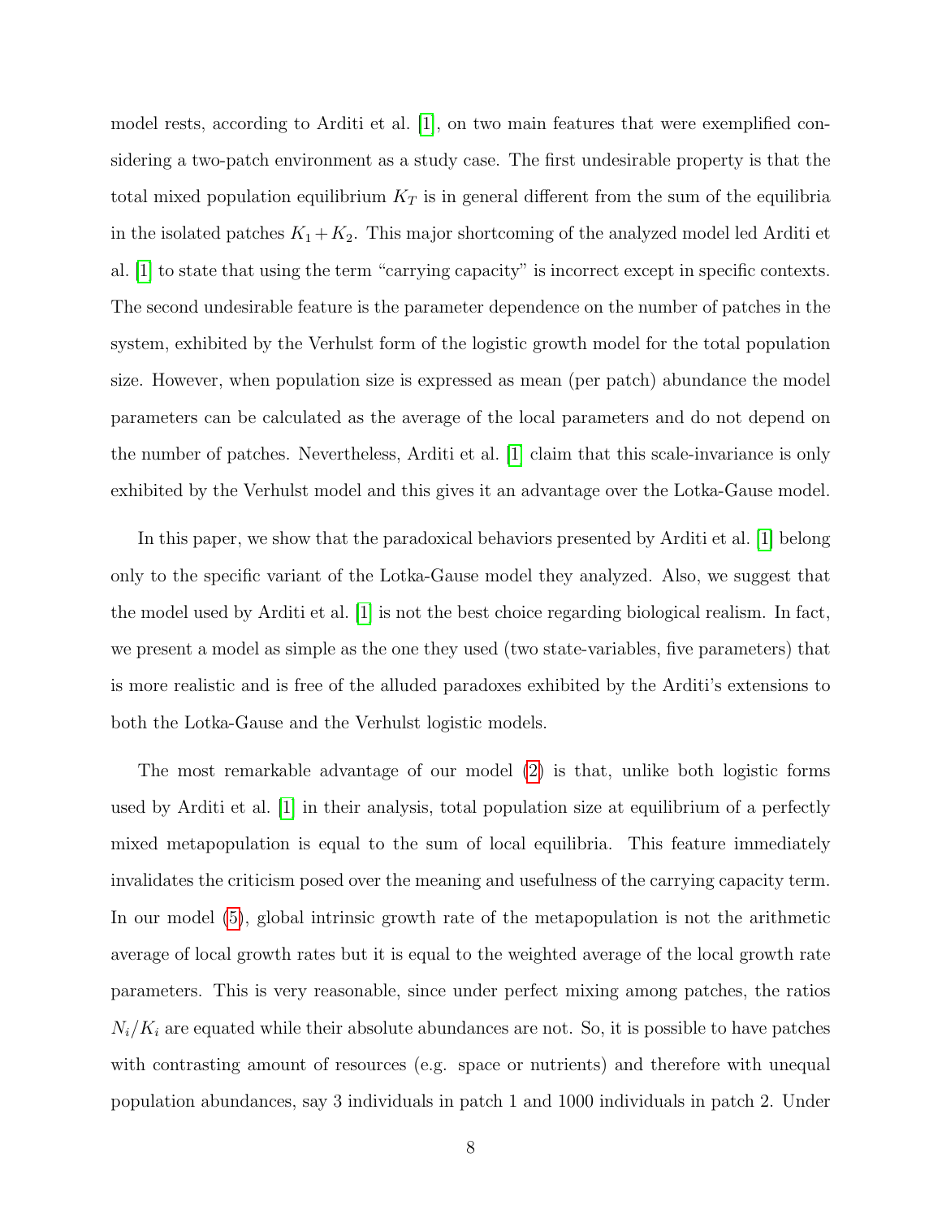model rests, according to Arditi et al. [1], on two main features that were exemplified considering a two-patch environment as a study case. The first undesirable property is that the total mixed population equilibrium $K_T$ is in general different from the sum of the equilibria in the isolated patches $K_1 + K_2$. This major shortcoming of the analyzed model led Arditi et al. [1] to state that using the term "carrying capacity" is incorrect except in specific contexts. The second undesirable feature is the parameter dependence on the number of patches in the system, exhibited by the Verhulst form of the logistic growth model for the total population size. However, when population size is expressed as mean (per patch) abundance the model parameters can be calculated as the average of the local parameters and do not depend on the number of patches. Nevertheless, Arditi et al. [1] claim that this scale-invariance is only exhibited by the Verhulst model and this gives it an advantage over the Lotka-Gause model.

In this paper, we show that the paradoxical behaviors presented by Arditi et al. [1] belong only to the specific variant of the Lotka-Gause model they analyzed. Also, we suggest that the model used by Arditi et al. [1] is not the best choice regarding biological realism. In fact, we present a model as simple as the one they used (two state-variables, five parameters) that is more realistic and is free of the alluded paradoxes exhibited by the Arditi's extensions to both the Lotka-Gause and the Verhulst logistic models.

The most remarkable advantage of our model (2) is that, unlike both logistic forms used by Arditi et al. [1] in their analysis, total population size at equilibrium of a perfectly mixed metapopulation is equal to the sum of local equilibria. This feature immediately invalidates the criticism posed over the meaning and usefulness of the carrying capacity term. In our model (5), global intrinsic growth rate of the metapopulation is not the arithmetic average of local growth rates but it is equal to the weighted average of the local growth rate parameters. This is very reasonable, since under perfect mixing among patches, the ratios $N_i/K_i$ are equated while their absolute abundances are not. So, it is possible to have patches with contrasting amount of resources (e.g. space or nutrients) and therefore with unequal population abundances, say 3 individuals in patch 1 and 1000 individuals in patch 2. Under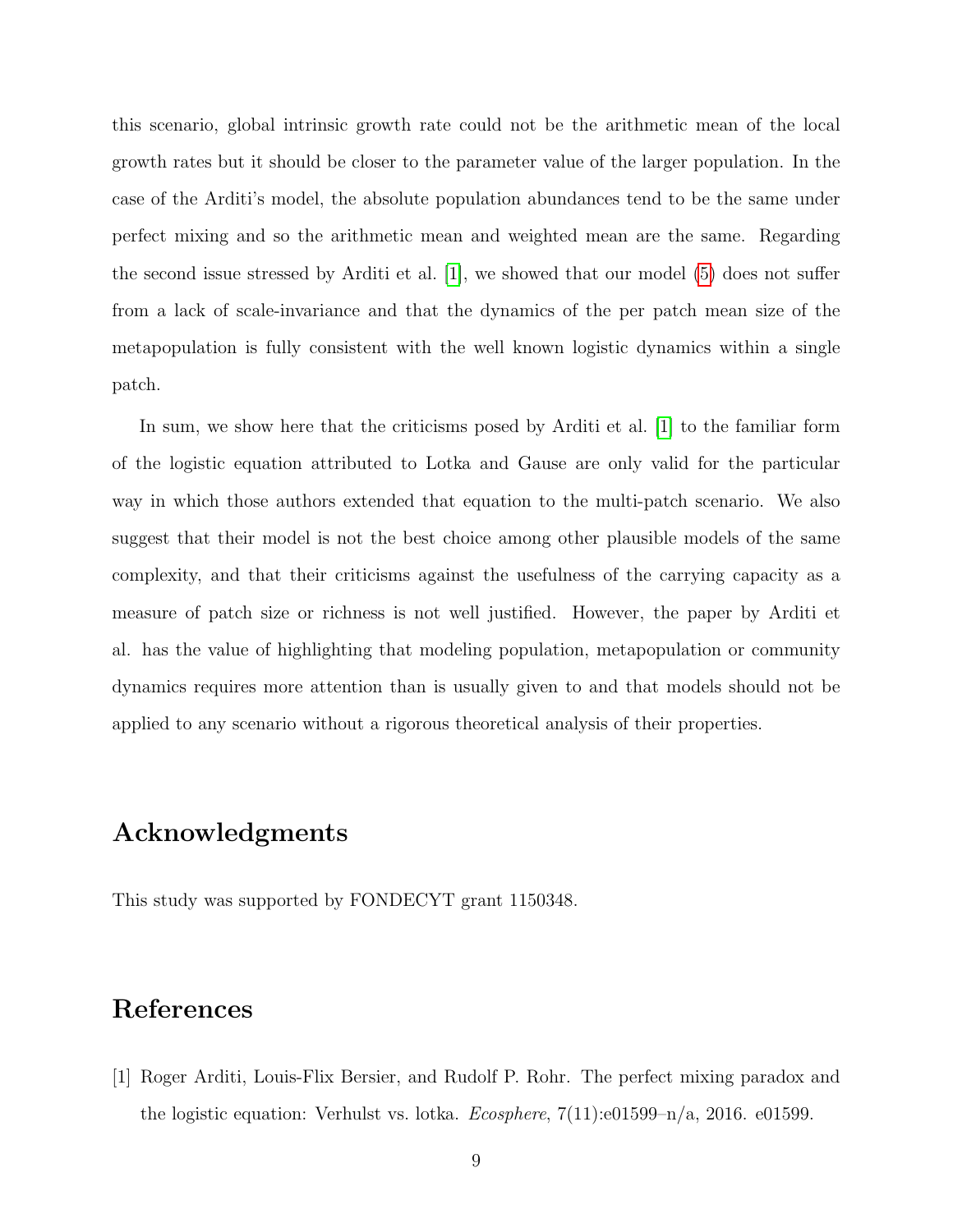this scenario, global intrinsic growth rate could not be the arithmetic mean of the local growth rates but it should be closer to the parameter value of the larger population. In the case of the Arditi's model, the absolute population abundances tend to be the same under perfect mixing and so the arithmetic mean and weighted mean are the same. Regarding the second issue stressed by Arditi et al. [1], we showed that our model (5) does not suffer from a lack of scale-invariance and that the dynamics of the per patch mean size of the metapopulation is fully consistent with the well known logistic dynamics within a single patch.

In sum, we show here that the criticisms posed by Arditi et al. [1] to the familiar form of the logistic equation attributed to Lotka and Gause are only valid for the particular way in which those authors extended that equation to the multi-patch scenario. We also suggest that their model is not the best choice among other plausible models of the same complexity, and that their criticisms against the usefulness of the carrying capacity as a measure of patch size or richness is not well justified. However, the paper by Arditi et al. has the value of highlighting that modeling population, metapopulation or community dynamics requires more attention than is usually given to and that models should not be applied to any scenario without a rigorous theoretical analysis of their properties.

## Acknowledgments

This study was supported by FONDECYT grant 1150348.

## References

[1] Roger Arditi, Louis-Flix Bersier, and Rudolf P. Rohr. The perfect mixing paradox and the logistic equation: Verhulst vs. lotka. *Ecosphere*, 7(11):e01599–n/a, 2016. e01599.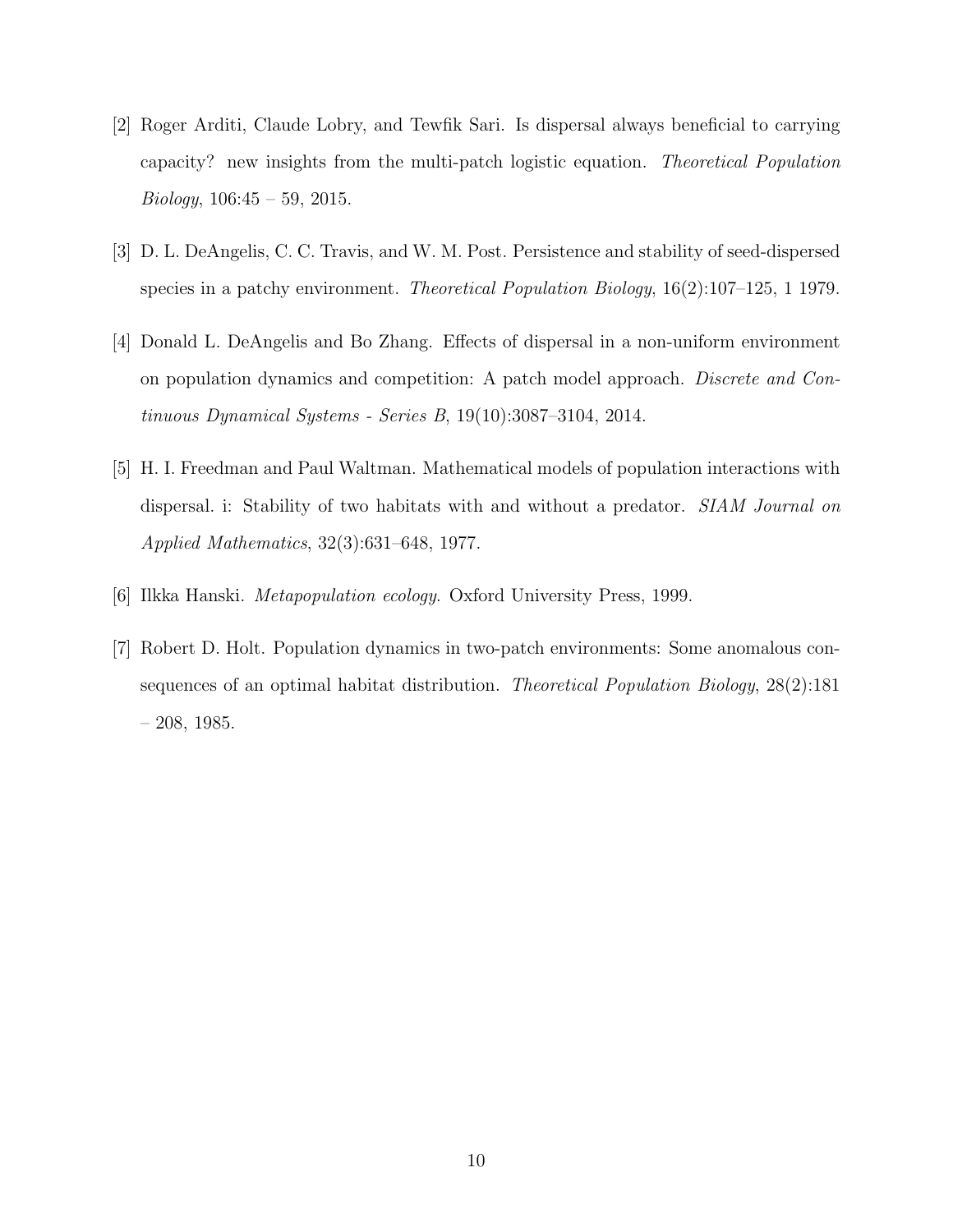[2] Roger Arditi, Claude Lobry, and Tewfik Sari. Is dispersal always beneficial to carrying capacity? new insights from the multi-patch logistic equation. *Theoretical Population Biology*, 106:45 – 59, 2015.

[3] D. L. DeAngelis, C. C. Travis, and W. M. Post. Persistence and stability of seed-dispersed species in a patchy environment. *Theoretical Population Biology*, 16(2):107–125, 1 1979.

[4] Donald L. DeAngelis and Bo Zhang. Effects of dispersal in a non-uniform environment on population dynamics and competition: A patch model approach. *Discrete and Continuous Dynamical Systems - Series B*, 19(10):3087–3104, 2014.

[5] H. I. Freedman and Paul Waltman. Mathematical models of population interactions with dispersal. i: Stability of two habitats with and without a predator. *SIAM Journal on Applied Mathematics*, 32(3):631–648, 1977.

[6] Ilkka Hanski. *Metapopulation ecology*. Oxford University Press, 1999.

[7] Robert D. Holt. Population dynamics in two-patch environments: Some anomalous consequences of an optimal habitat distribution. *Theoretical Population Biology*, 28(2):181 – 208, 1985.